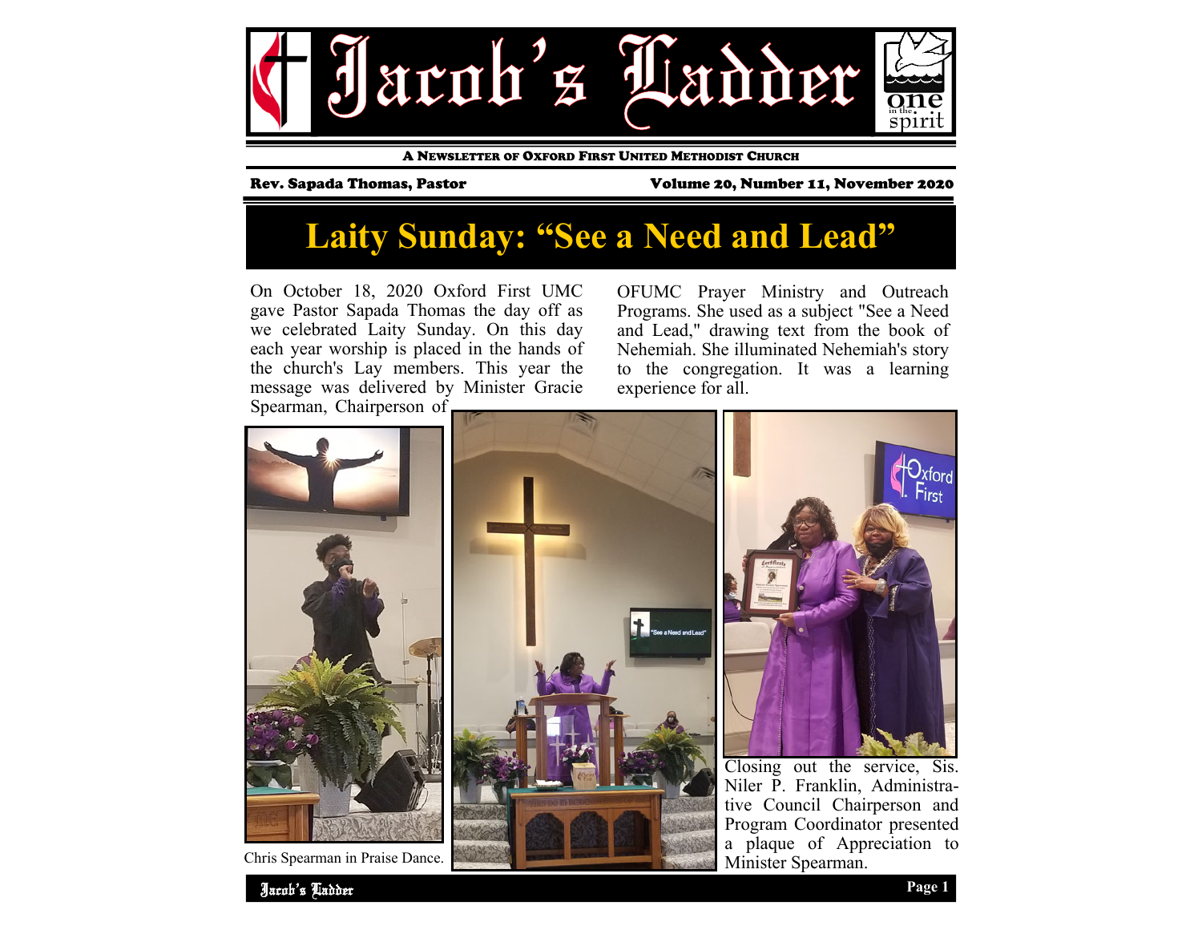# Jacob's Ladder

A NEWSLETTER OF OXFORD FIRST UNITED METHODIST CHURCH

Rev. Sapada Thomas, Pastor

Volume 20, Number 11, November 2020

## Laity Sunday: "See a Need and Lead"

On October 18, 2020 Oxford First UMC gave Pastor Sapada Thomas the day off as we celebrated Laity Sunday. On this day each year worship is placed in the hands of the church's Lay members. This year the message was delivered by Minister Gracie Spearman, Chairperson of OFUMC Prayer Ministry and Outreach Programs. She used as a subject "See a Need and Lead," drawing text from the book of Nehemiah. She illuminated Nehemiah's story to the congregation. It was a learning experience for all.

Chris Spearman in Praise Dance.

Closing out the service, Sis. Niler P. Franklin, Administrative Council Chairperson and Program Coordinator presented a plaque of Appreciation to Minister Spearman.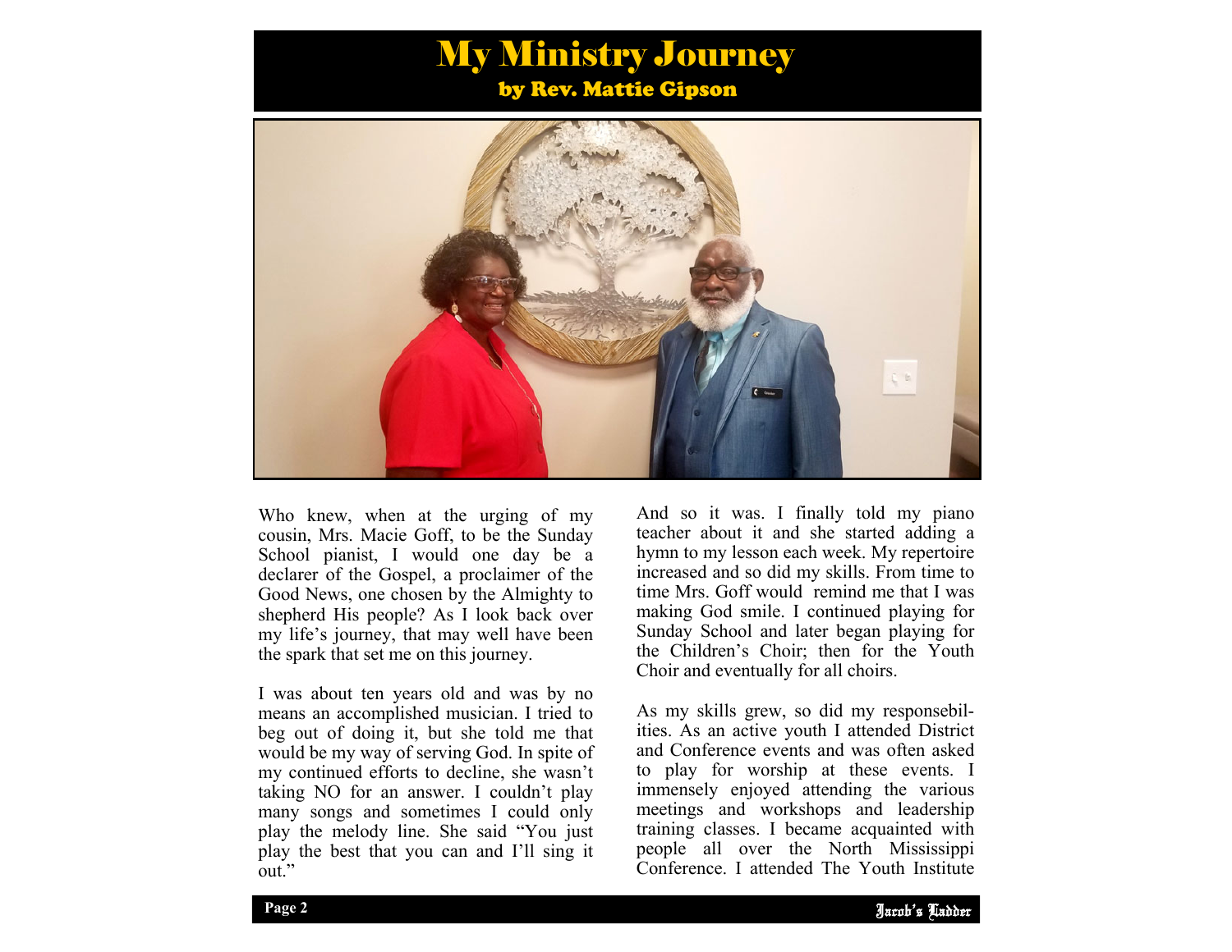# My Ministry Journey

### by Rev. Mattie Gipson

Who knew, when at the urging of my cousin, Mrs. Macie Goff, to be the Sunday School pianist, I would one day be a declarer of the Gospel, a proclaimer of the Good News, one chosen by the Almighty to shepherd His people? As I look back over my life's journey, that may well have been the spark that set me on this journey.

I was about ten years old and was by no means an accomplished musician. I tried to beg out of doing it, but she told me that would be my way of serving God. In spite of my continued efforts to decline, she wasn't taking NO for an answer. I couldn't play many songs and sometimes I could only play the melody line. She said "You just play the best that you can and I'll sing it out."

And so it was. I finally told my piano teacher about it and she started adding a hymn to my lesson each week. My repertoire increased and so did my skills. From time to time Mrs. Goff would remind me that I was making God smile. I continued playing for Sunday School and later began playing for the Children's Choir; then for the Youth Choir and eventually for all choirs.

As my skills grew, so did my responsebilities. As an active youth I attended District and Conference events and was often asked to play for worship at these events. I immensely enjoyed attending the various meetings and workshops and leadership training classes. I became acquainted with people all over the North Mississippi Conference. I attended The Youth Institute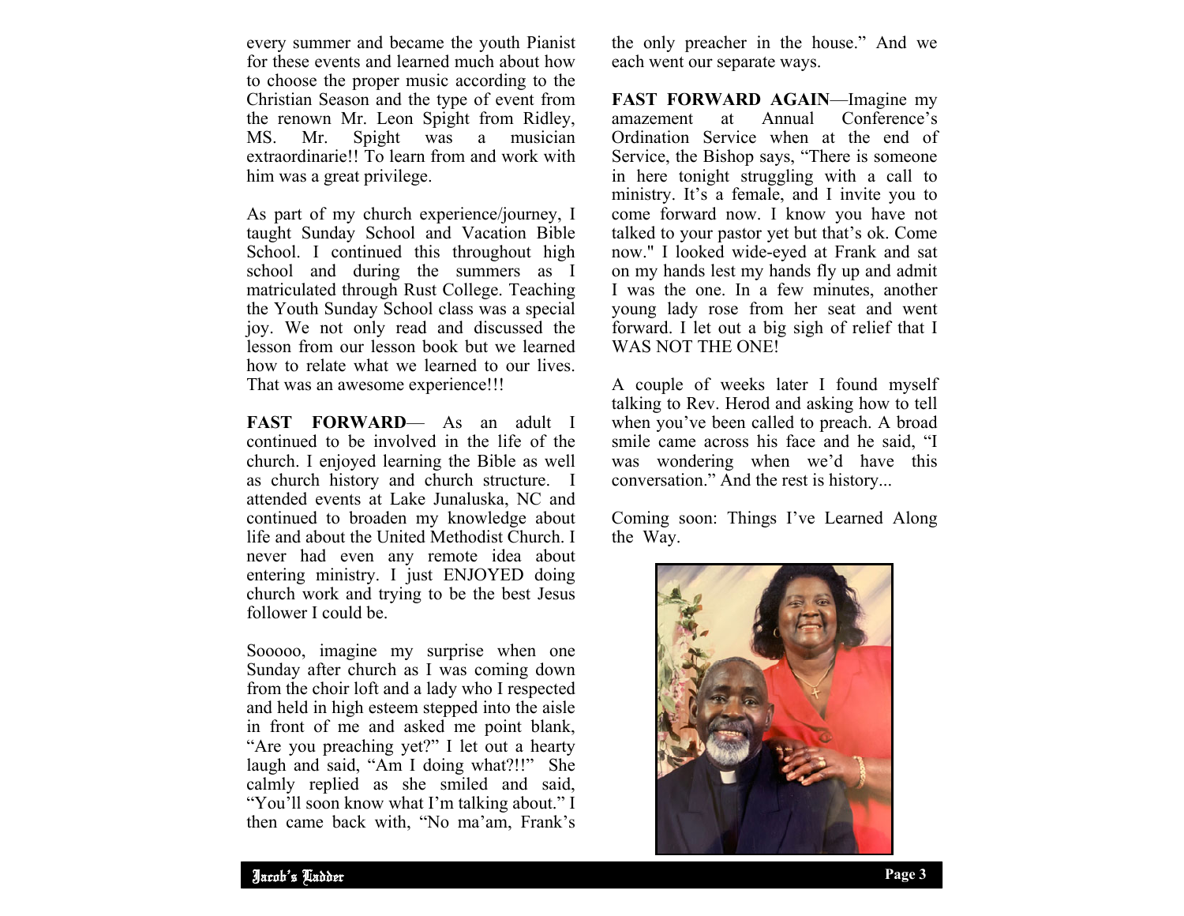every summer and became the youth Pianist for these events and learned much about how to choose the proper music according to the Christian Season and the type of event from the renown Mr. Leon Spight from Ridley, MS. Mr. Spight was a musician extraordinarie!! To learn from and work with him was a great privilege.

As part of my church experience/journey, I taught Sunday School and Vacation Bible School. I continued this throughout high school and during the summers as I matriculated through Rust College. Teaching the Youth Sunday School class was a special joy. We not only read and discussed the lesson from our lesson book but we learned how to relate what we learned to our lives. That was an awesome experience!!!

**FAST FORWARD**— As an adult I continued to be involved in the life of the church. I enjoyed learning the Bible as well as church history and church structure. I attended events at Lake Junaluska, NC and continued to broaden my knowledge about life and about the United Methodist Church. I never had even any remote idea about entering ministry. I just ENJOYED doing church work and trying to be the best Jesus follower I could be.

Sooooo, imagine my surprise when one Sunday after church as I was coming down from the choir loft and a lady who I respected and held in high esteem stepped into the aisle in front of me and asked me point blank, "Are you preaching yet?" I let out a hearty laugh and said, "Am I doing what?!!" She calmly replied as she smiled and said, "You'll soon know what I'm talking about." I then came back with, "No ma'am, Frank's the only preacher in the house." And we each went our separate ways.

**FAST FORWARD AGAIN**—Imagine my amazement at Annual Conference's Ordination Service when at the end of Service, the Bishop says, "There is someone in here tonight struggling with a call to ministry. It's a female, and I invite you to come forward now. I know you have not talked to your pastor yet but that's ok. Come now." I looked wide-eyed at Frank and sat on my hands lest my hands fly up and admit I was the one. In a few minutes, another young lady rose from her seat and went forward. I let out a big sigh of relief that I WAS NOT THE ONE!

A couple of weeks later I found myself talking to Rev. Herod and asking how to tell when you've been called to preach. A broad smile came across his face and he said, "I was wondering when we'd have this conversation." And the rest is history...

Coming soon: Things I've Learned Along the Way.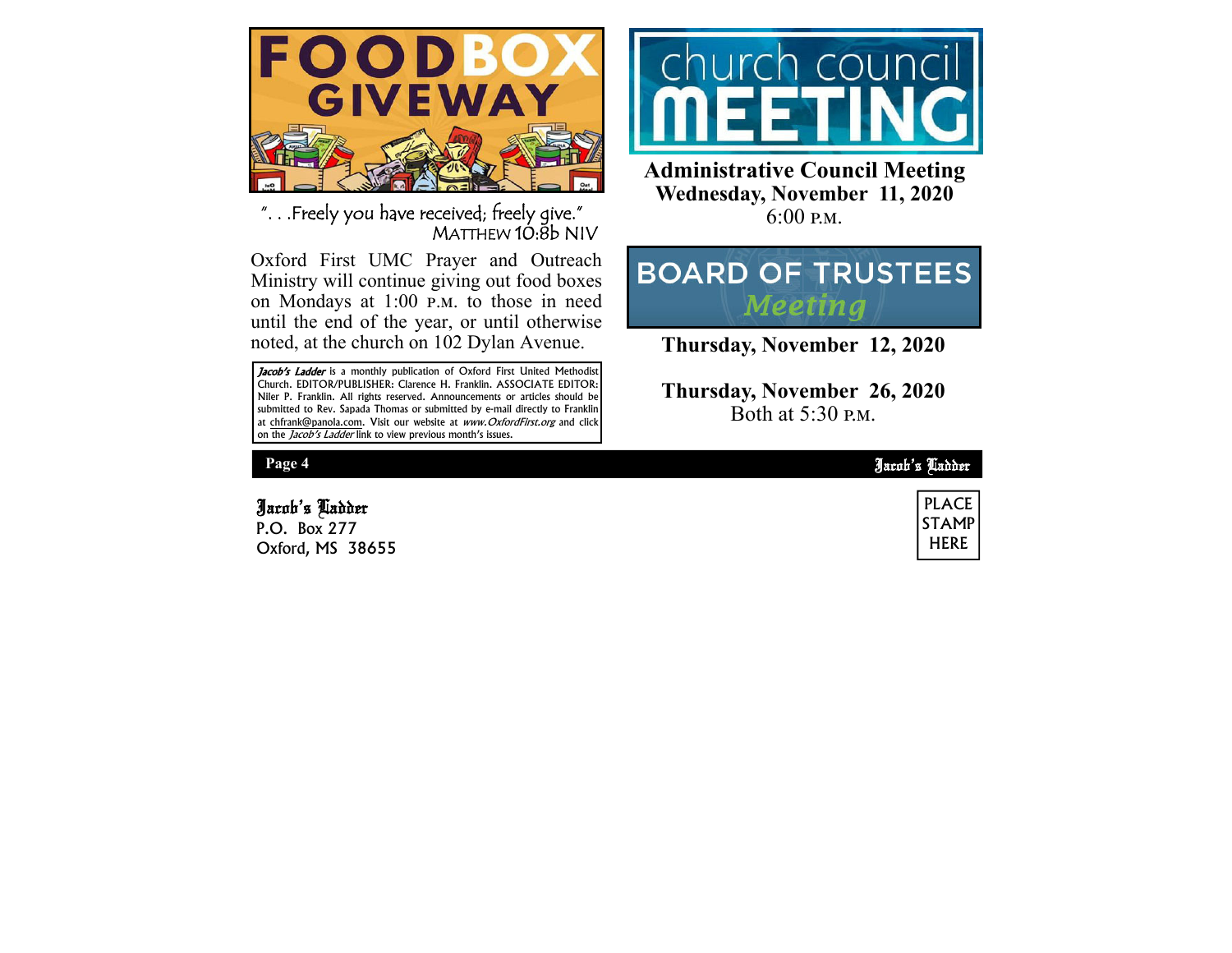# FOOD BOX GIVEWAY

". . .Freely you have received; freely give."
MATTHEW 10:8b NIV

Oxford First UMC Prayer and Outreach Ministry will continue giving out food boxes on Mondays at 1:00 P.M. to those in need until the end of the year, or until otherwise noted, at the church on 102 Dylan Avenue.

*Jacob's Ladder* is a monthly publication of Oxford First United Methodist Church. EDITOR/PUBLISHER: Clarence H. Franklin. ASSOCIATE EDITOR: Niler P. Franklin. All rights reserved. Announcements or articles should be submitted to Rev. Sapada Thomas or submitted by e-mail directly to Franklin at chfrank@panola.com. Visit our website at *www.OxfordFirst.org* and click on the *Jacob's Ladder* link to view previous month's issues.

# church council MEETING

**Administrative Council Meeting**
**Wednesday, November 11, 2020**
6:00 P.M.

# BOARD OF TRUSTEES *Meeting*

**Thursday, November 12, 2020**

**Thursday, November 26, 2020**
Both at 5:30 P.M.

Jacob's Ladder
P.O. Box 277
Oxford, MS 38655

PLACE STAMP HERE